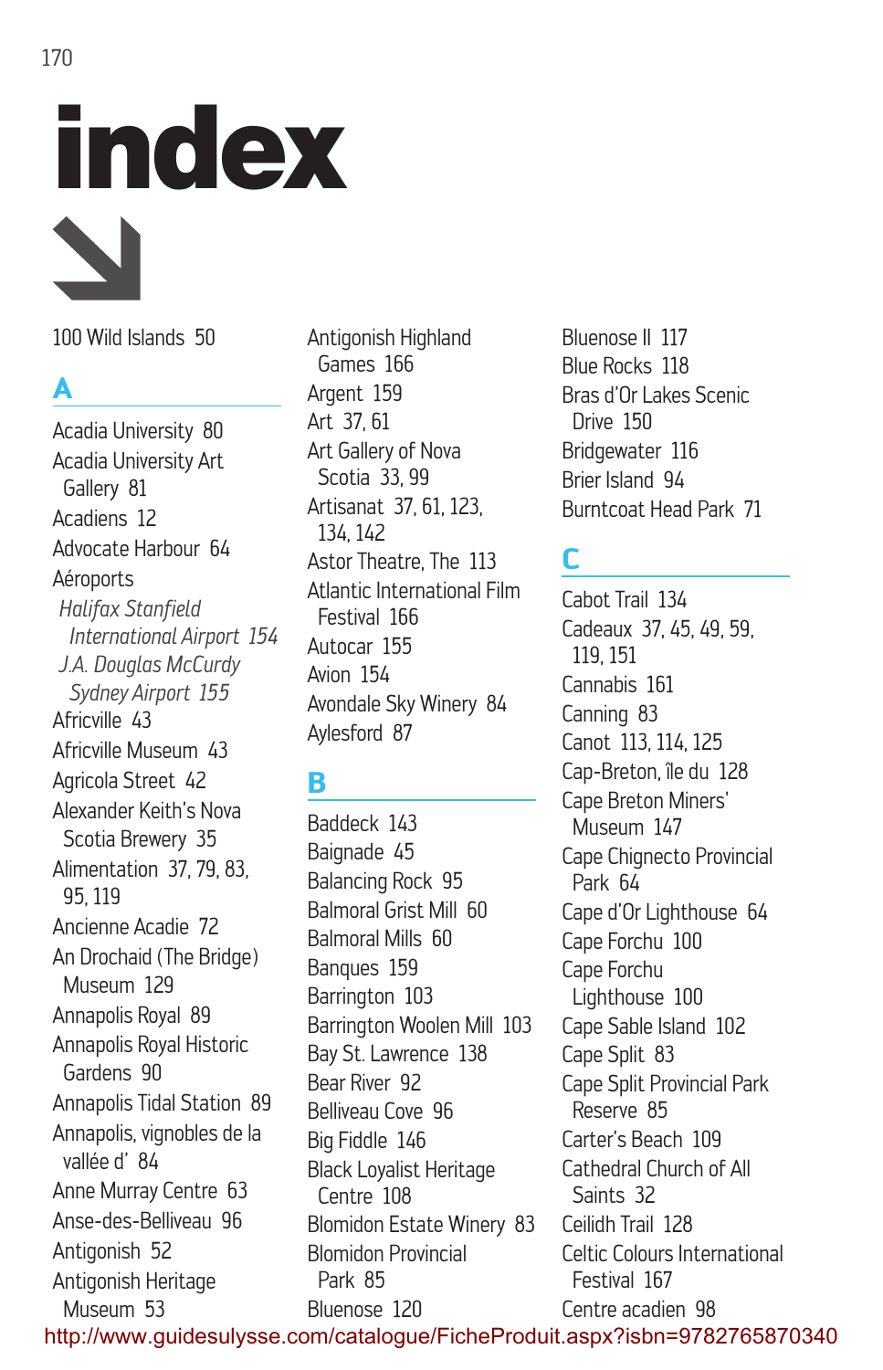# index

100 Wild Islands 50

## A

Acadia University 80
Acadia University Art Gallery 81
Acadiens 12
Advocate Harbour 64
Aéroports
*Halifax Stanfield International Airport 154*
*J.A. Douglas McCurdy Sydney Airport 155*
Africville 43
Africville Museum 43
Agricola Street 42
Alexander Keith's Nova Scotia Brewery 35
Alimentation 37, 79, 83, 95, 119
Ancienne Acadie 72
An Drochaid (The Bridge) Museum 129
Annapolis Royal 89
Annapolis Royal Historic Gardens 90
Annapolis Tidal Station 89
Annapolis, vignobles de la vallée d' 84
Anne Murray Centre 63
Anse-des-Belliveau 96
Antigonish 52
Antigonish Heritage Museum 53
Antigonish Highland Games 166
Argent 159
Art 37, 61
Art Gallery of Nova Scotia 33, 99
Artisanat 37, 61, 123, 134, 142
Astor Theatre, The 113
Atlantic International Film Festival 166
Autocar 155
Avion 154
Avondale Sky Winery 84
Aylesford 87

## B

Baddeck 143
Baignade 45
Balancing Rock 95
Balmoral Grist Mill 60
Balmoral Mills 60
Banques 159
Barrington 103
Barrington Woolen Mill 103
Bay St. Lawrence 138
Bear River 92
Belliveau Cove 96
Big Fiddle 146
Black Loyalist Heritage Centre 108
Blomidon Estate Winery 83
Blomidon Provincial Park 85
Bluenose 120
Bluenose II 117
Blue Rocks 118
Bras d'Or Lakes Scenic Drive 150
Bridgewater 116
Brier Island 94
Burntcoat Head Park 71

## C

Cabot Trail 134
Cadeaux 37, 45, 49, 59, 119, 151
Cannabis 161
Canning 83
Canot 113, 114, 125
Cap-Breton, île du 128
Cape Breton Miners' Museum 147
Cape Chignecto Provincial Park 64
Cape d'Or Lighthouse 64
Cape Forchu 100
Cape Forchu Lighthouse 100
Cape Sable Island 102
Cape Split 83
Cape Split Provincial Park Reserve 85
Carter's Beach 109
Cathedral Church of All Saints 32
Ceilidh Trail 128
Celtic Colours International Festival 167
Centre acadien 98

http://www.guidesulysse.com/catalogue/FicheProduit.aspx?isbn=9782765870340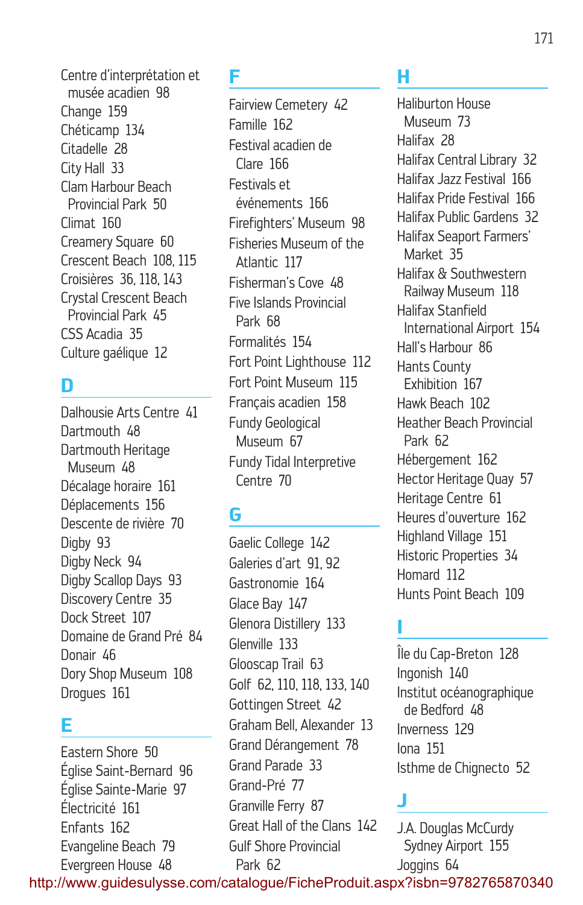Centre d'interprétation et musée acadien 98
Change 159
Chéticamp 134
Citadelle 28
City Hall 33
Clam Harbour Beach Provincial Park 50
Climat 160
Creamery Square 60
Crescent Beach 108, 115
Croisières 36, 118, 143
Crystal Crescent Beach Provincial Park 45
CSS Acadia 35
Culture gaélique 12

## D

Dalhousie Arts Centre 41
Dartmouth 48
Dartmouth Heritage Museum 48
Décalage horaire 161
Déplacements 156
Descente de rivière 70
Digby 93
Digby Neck 94
Digby Scallop Days 93
Discovery Centre 35
Dock Street 107
Domaine de Grand Pré 84
Donair 46
Dory Shop Museum 108
Drogues 161

## E

Eastern Shore 50
Église Saint-Bernard 96
Église Sainte-Marie 97
Électricité 161
Enfants 162
Evangeline Beach 79
Evergreen House 48

## F

Fairview Cemetery 42
Famille 162
Festival acadien de Clare 166
Festivals et événements 166
Firefighters' Museum 98
Fisheries Museum of the Atlantic 117
Fisherman's Cove 48
Five Islands Provincial Park 68
Formalités 154
Fort Point Lighthouse 112
Fort Point Museum 115
Français acadien 158
Fundy Geological Museum 67
Fundy Tidal Interpretive Centre 70

## G

Gaelic College 142
Galeries d'art 91, 92
Gastronomie 164
Glace Bay 147
Glenora Distillery 133
Glenville 133
Glooscap Trail 63
Golf 62, 110, 118, 133, 140
Gottingen Street 42
Graham Bell, Alexander 13
Grand Dérangement 78
Grand Parade 33
Grand-Pré 77
Granville Ferry 87
Great Hall of the Clans 142
Gulf Shore Provincial Park 62

## H

Haliburton House Museum 73
Halifax 28
Halifax Central Library 32
Halifax Jazz Festival 166
Halifax Pride Festival 166
Halifax Public Gardens 32
Halifax Seaport Farmers' Market 35
Halifax & Southwestern Railway Museum 118
Halifax Stanfield International Airport 154
Hall's Harbour 86
Hants County Exhibition 167
Hawk Beach 102
Heather Beach Provincial Park 62
Hébergement 162
Hector Heritage Quay 57
Heritage Centre 61
Heures d'ouverture 162
Highland Village 151
Historic Properties 34
Homard 112
Hunts Point Beach 109

## I

Île du Cap-Breton 128
Ingonish 140
Institut océanographique de Bedford 48
Inverness 129
Iona 151
Isthme de Chignecto 52

## J

J.A. Douglas McCurdy Sydney Airport 155
Joggins 64

http://www.guidesulysse.com/catalogue/FicheProduit.aspx?isbn=9782765870340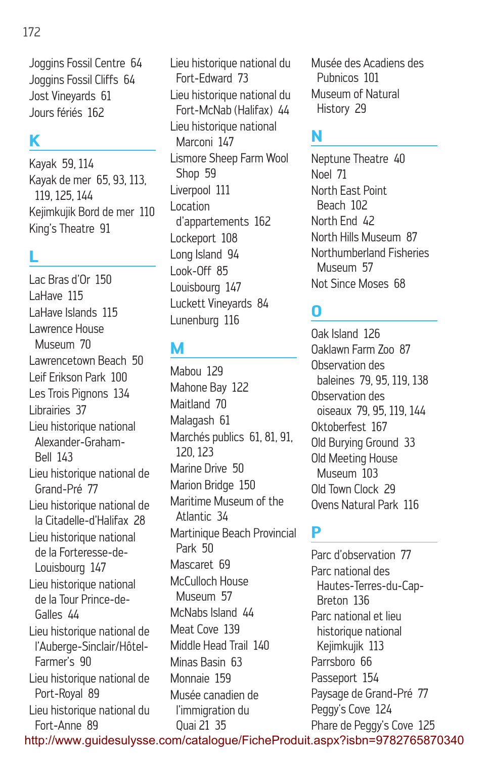Joggins Fossil Centre 64
Joggins Fossil Cliffs 64
Jost Vineyards 61
Jours fériés 162

## K

Kayak 59, 114
Kayak de mer 65, 93, 113, 119, 125, 144
Kejimkujik Bord de mer 110
King's Theatre 91

## L

Lac Bras d'Or 150
LaHave 115
LaHave Islands 115
Lawrence House Museum 70
Lawrencetown Beach 50
Leif Erikson Park 100
Les Trois Pignons 134
Librairies 37
Lieu historique national Alexander-Graham-Bell 143
Lieu historique national de Grand-Pré 77
Lieu historique national de la Citadelle-d'Halifax 28
Lieu historique national de la Forteresse-de-Louisbourg 147
Lieu historique national de la Tour Prince-de-Galles 44
Lieu historique national de l'Auberge-Sinclair/Hôtel-Farmer's 90
Lieu historique national de Port-Royal 89
Lieu historique national du Fort-Anne 89
Lieu historique national du Fort-Edward 73
Lieu historique national du Fort-McNab (Halifax) 44
Lieu historique national Marconi 147
Lismore Sheep Farm Wool Shop 59
Liverpool 111
Location d'appartements 162
Lockeport 108
Long Island 94
Look-Off 85
Louisbourg 147
Luckett Vineyards 84
Lunenburg 116

## M

Mabou 129
Mahone Bay 122
Maitland 70
Malagash 61
Marchés publics 61, 81, 91, 120, 123
Marine Drive 50
Marion Bridge 150
Maritime Museum of the Atlantic 34
Martinique Beach Provincial Park 50
Mascaret 69
McCulloch House Museum 57
McNabs Island 44
Meat Cove 139
Middle Head Trail 140
Minas Basin 63
Monnaie 159
Musée canadien de l'immigration du Quai 21 35
Musée des Acadiens des Pubnicos 101
Museum of Natural History 29

## N

Neptune Theatre 40
Noel 71
North East Point Beach 102
North End 42
North Hills Museum 87
Northumberland Fisheries Museum 57
Not Since Moses 68

## O

Oak Island 126
Oaklawn Farm Zoo 87
Observation des baleines 79, 95, 119, 138
Observation des oiseaux 79, 95, 119, 144
Oktoberfest 167
Old Burying Ground 33
Old Meeting House Museum 103
Old Town Clock 29
Ovens Natural Park 116

## P

Parc d'observation 77
Parc national des Hautes-Terres-du-Cap-Breton 136
Parc national et lieu historique national Kejimkujik 113
Parrsboro 66
Passeport 154
Paysage de Grand-Pré 77
Peggy's Cove 124
Phare de Peggy's Cove 125

http://www.guidesulysse.com/catalogue/FicheProduit.aspx?isbn=9782765870340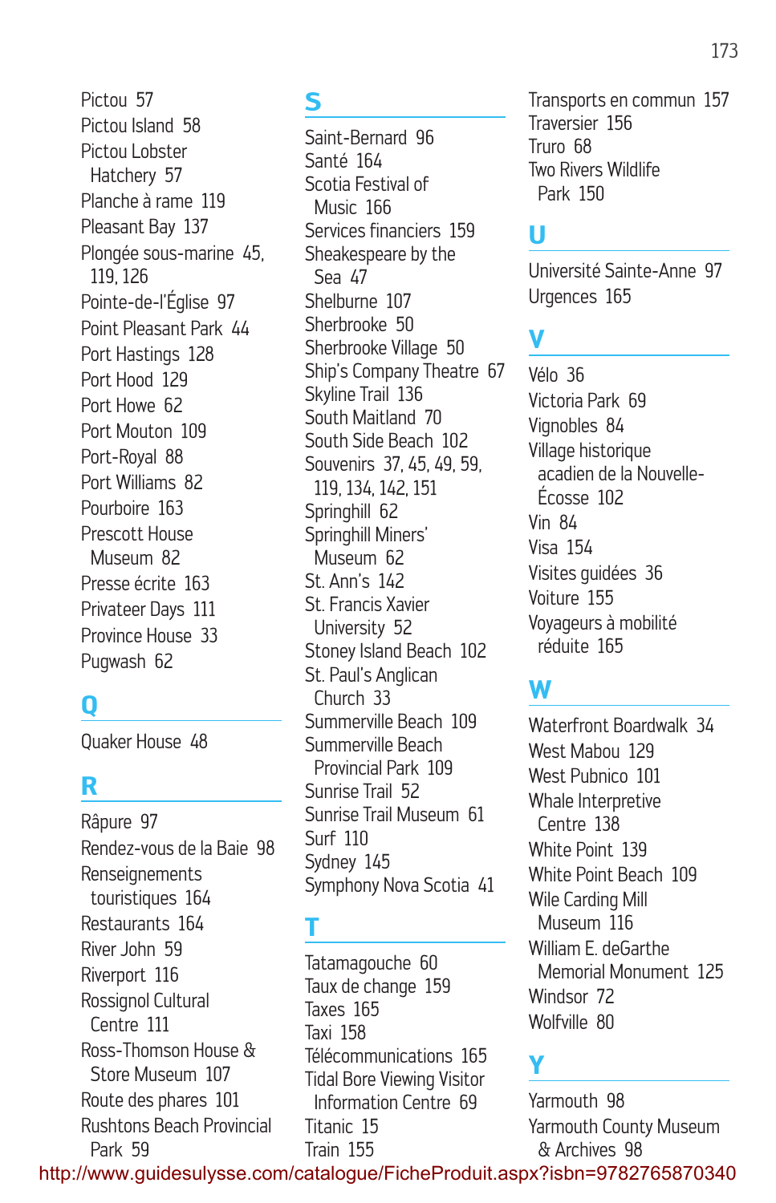Pictou 57
Pictou Island 58
Pictou Lobster Hatchery 57
Planche à rame 119
Pleasant Bay 137
Plongée sous-marine 45, 119, 126
Pointe-de-l'Église 97
Point Pleasant Park 44
Port Hastings 128
Port Hood 129
Port Howe 62
Port Mouton 109
Port-Royal 88
Port Williams 82
Pourboire 163
Prescott House Museum 82
Presse écrite 163
Privateer Days 111
Province House 33
Pugwash 62

## Q

Quaker House 48

## R

Râpure 97
Rendez-vous de la Baie 98
Renseignements touristiques 164
Restaurants 164
River John 59
Riverport 116
Rossignol Cultural Centre 111
Ross-Thomson House & Store Museum 107
Route des phares 101
Rushtons Beach Provincial Park 59

## S

Saint-Bernard 96
Santé 164
Scotia Festival of Music 166
Services financiers 159
Sheakespeare by the Sea 47
Shelburne 107
Sherbrooke 50
Sherbrooke Village 50
Ship's Company Theatre 67
Skyline Trail 136
South Maitland 70
South Side Beach 102
Souvenirs 37, 45, 49, 59, 119, 134, 142, 151
Springhill 62
Springhill Miners' Museum 62
St. Ann's 142
St. Francis Xavier University 52
Stoney Island Beach 102
St. Paul's Anglican Church 33
Summerville Beach 109
Summerville Beach Provincial Park 109
Sunrise Trail 52
Sunrise Trail Museum 61
Surf 110
Sydney 145
Symphony Nova Scotia 41

## T

Tatamagouche 60
Taux de change 159
Taxes 165
Taxi 158
Télécommunications 165
Tidal Bore Viewing Visitor Information Centre 69
Titanic 15
Train 155
Transports en commun 157
Traversier 156
Truro 68
Two Rivers Wildlife Park 150

## U

Université Sainte-Anne 97
Urgences 165

## V

Vélo 36
Victoria Park 69
Vignobles 84
Village historique acadien de la Nouvelle-Écosse 102
Vin 84
Visa 154
Visites guidées 36
Voiture 155
Voyageurs à mobilité réduite 165

## W

Waterfront Boardwalk 34
West Mabou 129
West Pubnico 101
Whale Interpretive Centre 138
White Point 139
White Point Beach 109
Wile Carding Mill Museum 116
William E. deGarthe Memorial Monument 125
Windsor 72
Wolfville 80

## Y

Yarmouth 98
Yarmouth County Museum & Archives 98

http://www.guidesulysse.com/catalogue/FicheProduit.aspx?isbn=9782765870340